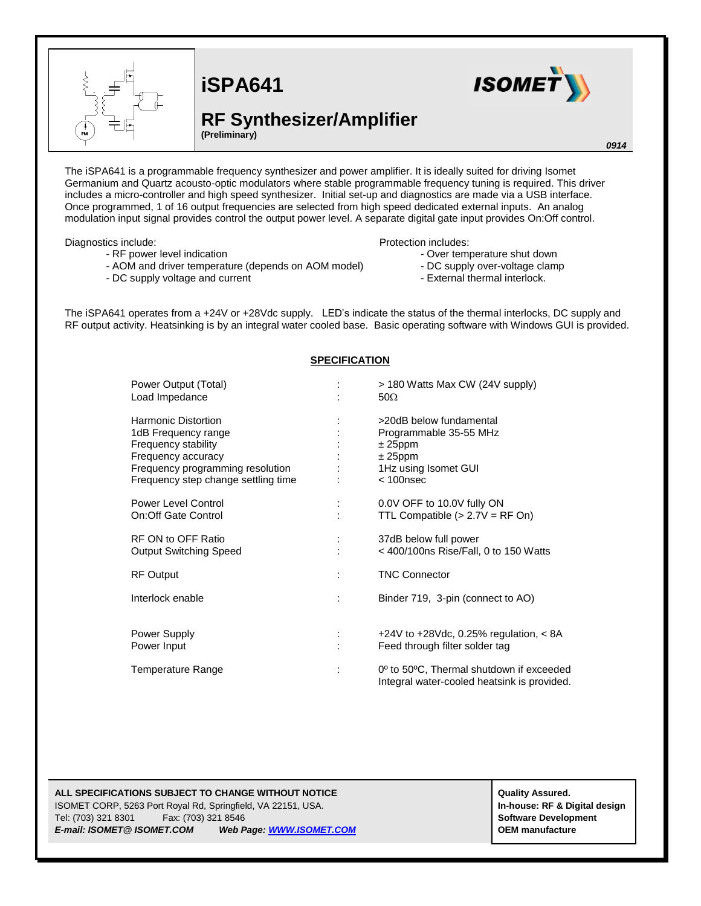# iSPA641

## RF Synthesizer/Amplifier

**(Preliminary)**

*0914*

The iSPA641 is a programmable frequency synthesizer and power amplifier. It is ideally suited for driving Isomet Germanium and Quartz acousto-optic modulators where stable programmable frequency tuning is required. This driver includes a micro-controller and high speed synthesizer. Initial set-up and diagnostics are made via a USB interface. Once programmed, 1 of 16 output frequencies are selected from high speed dedicated external inputs. An analog modulation input signal provides control the output power level. A separate digital gate input provides On:Off control.

Diagnostics include:

- RF power level indication
- AOM and driver temperature (depends on AOM model)
- DC supply voltage and current

Protection includes:

- Over temperature shut down
- DC supply over-voltage clamp
- External thermal interlock.

The iSPA641 operates from a +24V or +28Vdc supply. LED's indicate the status of the thermal interlocks, DC supply and RF output activity. Heatsinking is by an integral water cooled base. Basic operating software with Windows GUI is provided.

## SPECIFICATION

| Parameter | | Value |
|---|---|---|
| Power Output (Total) | : | > 180 Watts Max CW (24V supply) |
| Load Impedance | : | 50Ω |
| Harmonic Distortion | : | >20dB below fundamental |
| 1dB Frequency range | : | Programmable 35-55 MHz |
| Frequency stability | : | ± 25ppm |
| Frequency accuracy | : | ± 25ppm |
| Frequency programming resolution | : | 1Hz using Isomet GUI |
| Frequency step change settling time | : | < 100nsec |
| Power Level Control | : | 0.0V OFF to 10.0V fully ON |
| On:Off Gate Control | : | TTL Compatible (> 2.7V = RF On) |
| RF ON to OFF Ratio | : | 37dB below full power |
| Output Switching Speed | : | < 400/100ns Rise/Fall, 0 to 150 Watts |
| RF Output | : | TNC Connector |
| Interlock enable | : | Binder 719, 3-pin (connect to AO) |
| Power Supply | : | +24V to +28Vdc, 0.25% regulation, < 8A |
| Power Input | : | Feed through filter solder tag |
| Temperature Range | : | 0º to 50ºC, Thermal shutdown if exceeded<br>Integral water-cooled heatsink is provided. |

**ALL SPECIFICATIONS SUBJECT TO CHANGE WITHOUT NOTICE**
ISOMET CORP, 5263 Port Royal Rd, Springfield, VA 22151, USA.
Tel: (703) 321 8301 Fax: (703) 321 8546
***E-mail: ISOMET@ ISOMET.COM*** ***Web Page: WWW.ISOMET.COM***

**Quality Assured.**
**In-house: RF & Digital design**
**Software Development**
**OEM manufacture**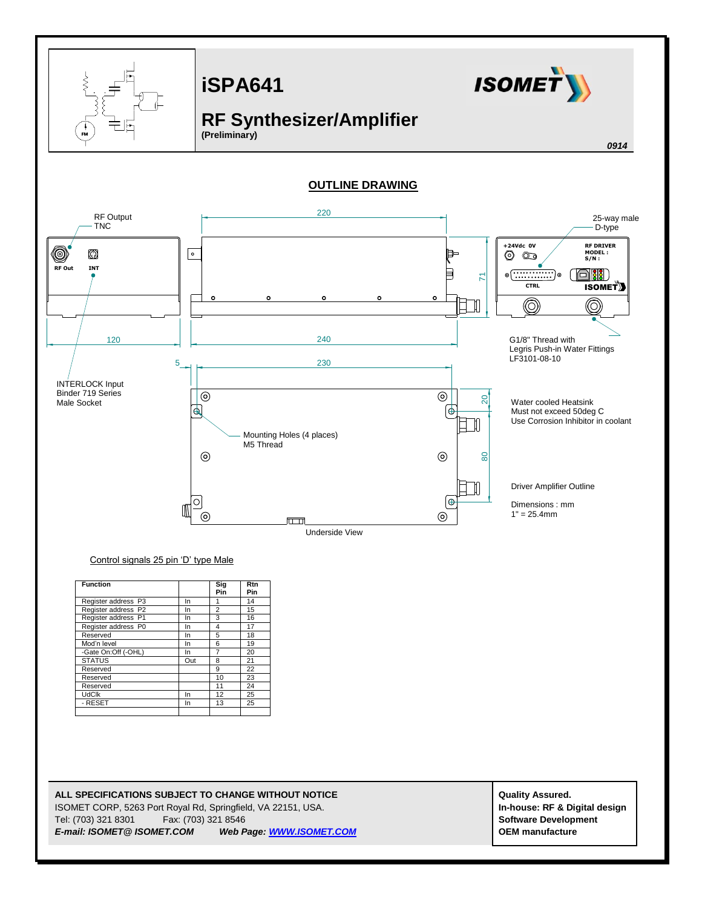# iSPA641

## RF Synthesizer/Amplifier

**(Preliminary)**

*0914*

## OUTLINE DRAWING

RF Output
TNC

RF Out
INT

220

25-way male
D-type

+24Vdc 0V
RF DRIVER
MODEL :
S/N :
CTRL
ISOMET

71

120

240

G1/8" Thread with
Legris Push-in Water Fittings
LF3101-08-10

5

230

INTERLOCK Input
Binder 719 Series
Male Socket

20

Water cooled Heatsink
Must not exceed 50deg C
Use Corrosion Inhibitor in coolant

Mounting Holes (4 places)
M5 Thread

80

Driver Amplifier Outline

Dimensions : mm
1" = 25.4mm

Underside View

Control signals 25 pin 'D' type Male

| Function | | Sig Pin | Rtn Pin |
|---|---|---|---|
| Register address P3 | In | 1 | 14 |
| Register address P2 | In | 2 | 15 |
| Register address P1 | In | 3 | 16 |
| Register address P0 | In | 4 | 17 |
| Reserved | In | 5 | 18 |
| Mod'n level | In | 6 | 19 |
| -Gate On:Off (-OHL) | In | 7 | 20 |
| STATUS | Out | 8 | 21 |
| Reserved | | 9 | 22 |
| Reserved | | 10 | 23 |
| Reserved | | 11 | 24 |
| UdClk | In | 12 | 25 |
| - RESET | In | 13 | 25 |
| | | | |

**ALL SPECIFICATIONS SUBJECT TO CHANGE WITHOUT NOTICE**
ISOMET CORP, 5263 Port Royal Rd, Springfield, VA 22151, USA.
Tel: (703) 321 8301 Fax: (703) 321 8546
***E-mail: ISOMET@ ISOMET.COM*** ***Web Page: [WWW.ISOMET.COM](http://WWW.ISOMET.COM)***

**Quality Assured.**
**In-house: RF & Digital design**
**Software Development**
**OEM manufacture**